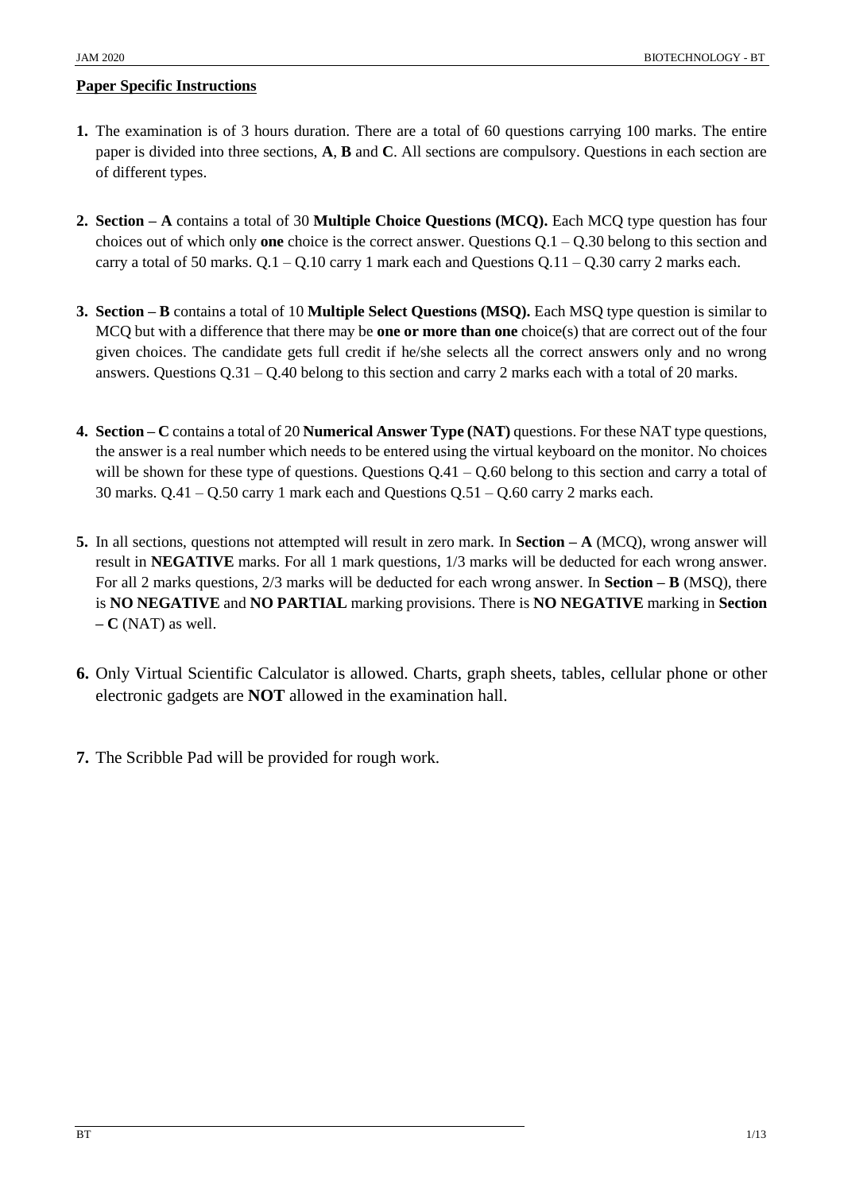**Paper Specific Instructions**

1. The examination is of 3 hours duration. There are a total of 60 questions carrying 100 marks. The entire paper is divided into three sections, **A**, **B** and **C**. All sections are compulsory. Questions in each section are of different types.

2. **Section – A** contains a total of 30 **Multiple Choice Questions (MCQ).** Each MCQ type question has four choices out of which only **one** choice is the correct answer. Questions Q.1 – Q.30 belong to this section and carry a total of 50 marks. Q.1 – Q.10 carry 1 mark each and Questions Q.11 – Q.30 carry 2 marks each.

3. **Section – B** contains a total of 10 **Multiple Select Questions (MSQ).** Each MSQ type question is similar to MCQ but with a difference that there may be **one or more than one** choice(s) that are correct out of the four given choices. The candidate gets full credit if he/she selects all the correct answers only and no wrong answers. Questions Q.31 – Q.40 belong to this section and carry 2 marks each with a total of 20 marks.

4. **Section – C** contains a total of 20 **Numerical Answer Type (NAT)** questions. For these NAT type questions, the answer is a real number which needs to be entered using the virtual keyboard on the monitor. No choices will be shown for these type of questions. Questions Q.41 – Q.60 belong to this section and carry a total of 30 marks. Q.41 – Q.50 carry 1 mark each and Questions Q.51 – Q.60 carry 2 marks each.

5. In all sections, questions not attempted will result in zero mark. In **Section – A** (MCQ), wrong answer will result in **NEGATIVE** marks. For all 1 mark questions, 1/3 marks will be deducted for each wrong answer. For all 2 marks questions, 2/3 marks will be deducted for each wrong answer. In **Section – B** (MSQ), there is **NO NEGATIVE** and **NO PARTIAL** marking provisions. There is **NO NEGATIVE** marking in **Section – C** (NAT) as well.

6. Only Virtual Scientific Calculator is allowed. Charts, graph sheets, tables, cellular phone or other electronic gadgets are **NOT** allowed in the examination hall.

7. The Scribble Pad will be provided for rough work.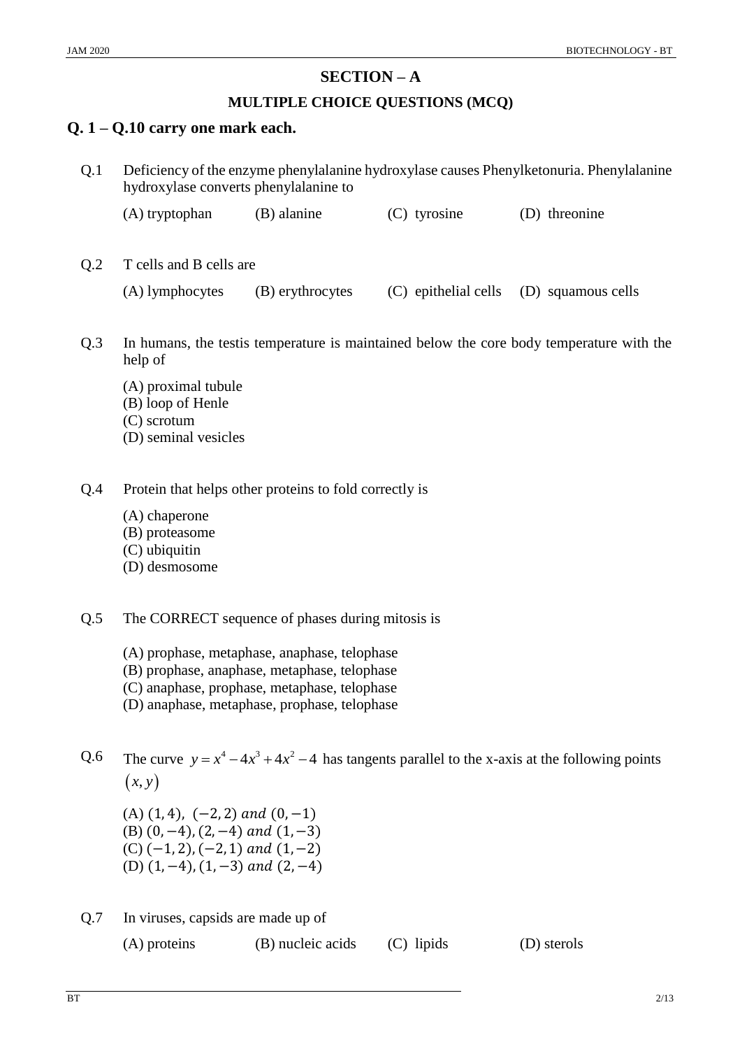## SECTION – A

### MULTIPLE CHOICE QUESTIONS (MCQ)

### Q. 1 – Q.10 carry one mark each.

Q.1 Deficiency of the enzyme phenylalanine hydroxylase causes Phenylketonuria. Phenylalanine hydroxylase converts phenylalanine to

(A) tryptophan (B) alanine (C) tyrosine (D) threonine

Q.2 T cells and B cells are

(A) lymphocytes (B) erythrocytes (C) epithelial cells (D) squamous cells

Q.3 In humans, the testis temperature is maintained below the core body temperature with the help of

(A) proximal tubule
(B) loop of Henle
(C) scrotum
(D) seminal vesicles

Q.4 Protein that helps other proteins to fold correctly is

(A) chaperone
(B) proteasome
(C) ubiquitin
(D) desmosome

Q.5 The CORRECT sequence of phases during mitosis is

(A) prophase, metaphase, anaphase, telophase
(B) prophase, anaphase, metaphase, telophase
(C) anaphase, prophase, metaphase, telophase
(D) anaphase, metaphase, prophase, telophase

Q.6 The curve $y = x^4 - 4x^3 + 4x^2 - 4$ has tangents parallel to the x-axis at the following points $(x, y)$

(A) $(1, 4)$, $(-2, 2)$ *and* $(0, -1)$
(B) $(0, -4)$, $(2, -4)$ *and* $(1, -3)$
(C) $(-1, 2)$, $(-2, 1)$ *and* $(1, -2)$
(D) $(1, -4)$, $(1, -3)$ *and* $(2, -4)$

Q.7 In viruses, capsids are made up of

(A) proteins (B) nucleic acids (C) lipids (D) sterols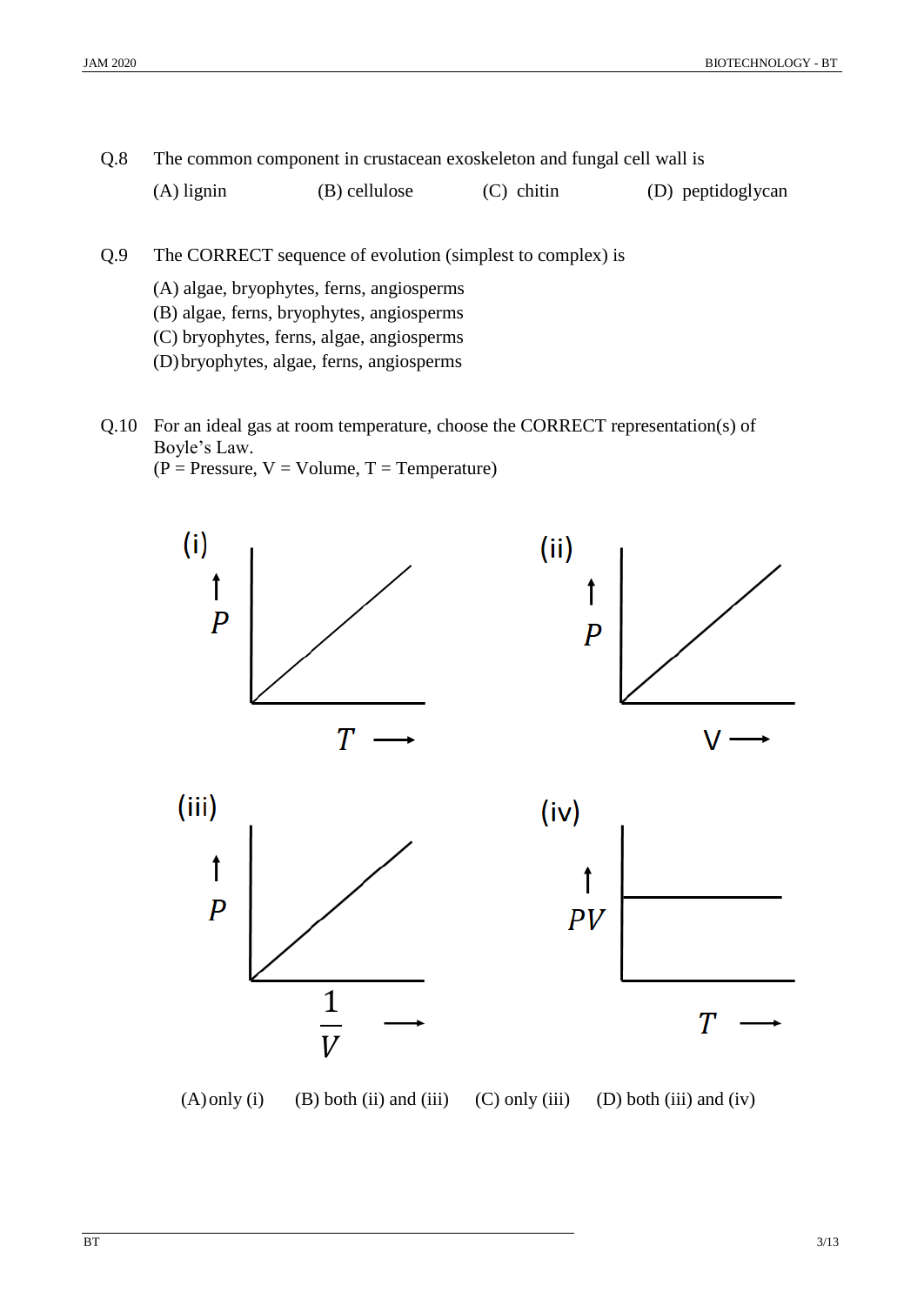Q.8 The common component in crustacean exoskeleton and fungal cell wall is

(A) lignin (B) cellulose (C) chitin (D) peptidoglycan

Q.9 The CORRECT sequence of evolution (simplest to complex) is

(A) algae, bryophytes, ferns, angiosperms
(B) algae, ferns, bryophytes, angiosperms
(C) bryophytes, ferns, algae, angiosperms
(D) bryophytes, algae, ferns, angiosperms

Q.10 For an ideal gas at room temperature, choose the CORRECT representation(s) of Boyle's Law.
(P = Pressure, V = Volume, T = Temperature)

(i) $P$ vs $T$

(ii) $P$ vs V

(iii) $P$ vs $\frac{1}{V}$

(iv) $PV$ vs $T$

(A) only (i) (B) both (ii) and (iii) (C) only (iii) (D) both (iii) and (iv)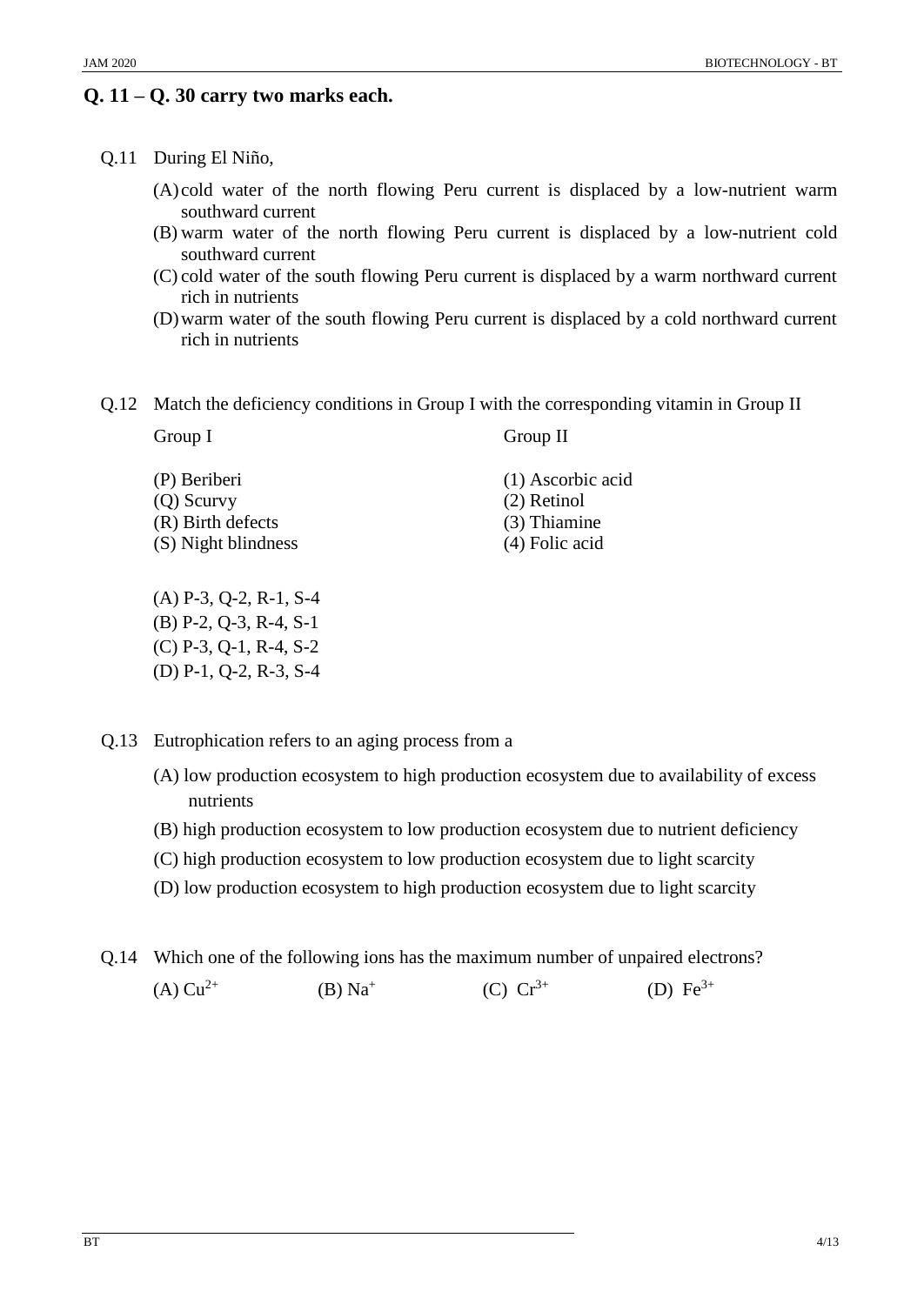## Q. 11 – Q. 30 carry two marks each.

Q.11 During El Niño,

(A) cold water of the north flowing Peru current is displaced by a low-nutrient warm southward current

(B) warm water of the north flowing Peru current is displaced by a low-nutrient cold southward current

(C) cold water of the south flowing Peru current is displaced by a warm northward current rich in nutrients

(D) warm water of the south flowing Peru current is displaced by a cold northward current rich in nutrients

Q.12 Match the deficiency conditions in Group I with the corresponding vitamin in Group II

| Group I | Group II |
|---|---|
| (P) Beriberi | (1) Ascorbic acid |
| (Q) Scurvy | (2) Retinol |
| (R) Birth defects | (3) Thiamine |
| (S) Night blindness | (4) Folic acid |

(A) P-3, Q-2, R-1, S-4
(B) P-2, Q-3, R-4, S-1
(C) P-3, Q-1, R-4, S-2
(D) P-1, Q-2, R-3, S-4

Q.13 Eutrophication refers to an aging process from a

(A) low production ecosystem to high production ecosystem due to availability of excess nutrients

(B) high production ecosystem to low production ecosystem due to nutrient deficiency

(C) high production ecosystem to low production ecosystem due to light scarcity

(D) low production ecosystem to high production ecosystem due to light scarcity

Q.14 Which one of the following ions has the maximum number of unpaired electrons?

(A) $Cu^{2+}$ (B) $Na^{+}$ (C) $Cr^{3+}$ (D) $Fe^{3+}$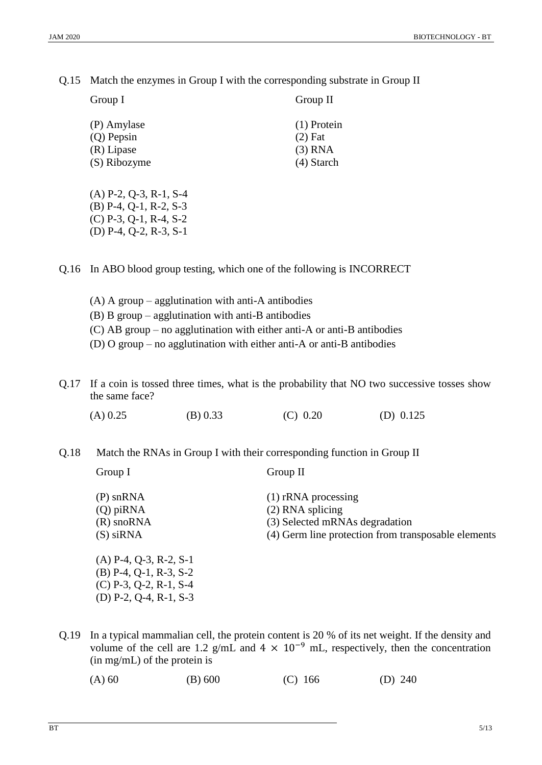Q.15 Match the enzymes in Group I with the corresponding substrate in Group II

| Group I | Group II |
| --- | --- |
| (P) Amylase | (1) Protein |
| (Q) Pepsin | (2) Fat |
| (R) Lipase | (3) RNA |
| (S) Ribozyme | (4) Starch |

(A) P-2, Q-3, R-1, S-4
(B) P-4, Q-1, R-2, S-3
(C) P-3, Q-1, R-4, S-2
(D) P-4, Q-2, R-3, S-1

Q.16 In ABO blood group testing, which one of the following is INCORRECT

(A) A group – agglutination with anti-A antibodies
(B) B group – agglutination with anti-B antibodies
(C) AB group – no agglutination with either anti-A or anti-B antibodies
(D) O group – no agglutination with either anti-A or anti-B antibodies

Q.17 If a coin is tossed three times, what is the probability that NO two successive tosses show the same face?

(A) 0.25 (B) 0.33 (C) 0.20 (D) 0.125

Q.18 Match the RNAs in Group I with their corresponding function in Group II

| Group I | Group II |
| --- | --- |
| (P) snRNA | (1) rRNA processing |
| (Q) piRNA | (2) RNA splicing |
| (R) snoRNA | (3) Selected mRNAs degradation |
| (S) siRNA | (4) Germ line protection from transposable elements |

(A) P-4, Q-3, R-2, S-1
(B) P-4, Q-1, R-3, S-2
(C) P-3, Q-2, R-1, S-4
(D) P-2, Q-4, R-1, S-3

Q.19 In a typical mammalian cell, the protein content is 20 % of its net weight. If the density and volume of the cell are 1.2 g/mL and $4 \times 10^{-9}$ mL, respectively, then the concentration (in mg/mL) of the protein is

(A) 60 (B) 600 (C) 166 (D) 240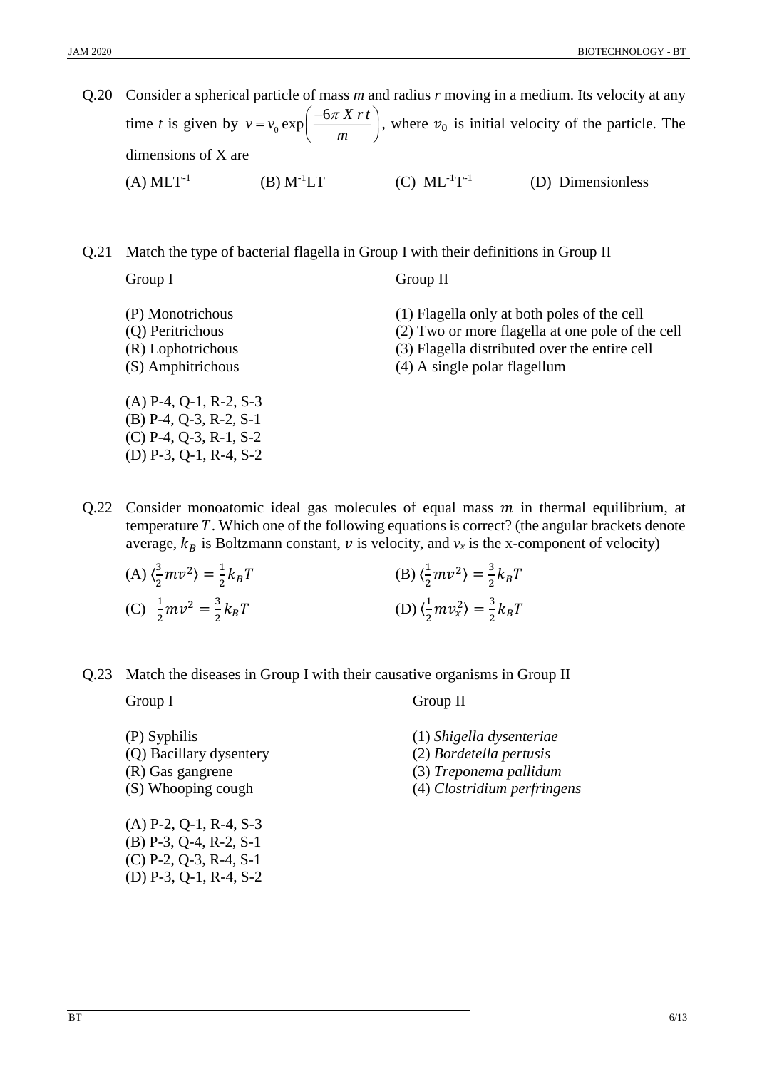Q.20 Consider a spherical particle of mass *m* and radius *r* moving in a medium. Its velocity at any time *t* is given by $v = v_0 \exp\left(\frac{-6\pi\, X\, r\, t}{m}\right)$, where $v_0$ is initial velocity of the particle. The dimensions of X are

(A) $MLT^{-1}$ (B) $M^{-1}LT$ (C) $ML^{-1}T^{-1}$ (D) Dimensionless

Q.21 Match the type of bacterial flagella in Group I with their definitions in Group II

| Group I | Group II |
|---|---|
| (P) Monotrichous | (1) Flagella only at both poles of the cell |
| (Q) Peritrichous | (2) Two or more flagella at one pole of the cell |
| (R) Lophotrichous | (3) Flagella distributed over the entire cell |
| (S) Amphitrichous | (4) A single polar flagellum |

(A) P-4, Q-1, R-2, S-3
(B) P-4, Q-3, R-2, S-1
(C) P-4, Q-3, R-1, S-2
(D) P-3, Q-1, R-4, S-2

Q.22 Consider monoatomic ideal gas molecules of equal mass $m$ in thermal equilibrium, at temperature $T$. Which one of the following equations is correct? (the angular brackets denote average, $k_B$ is Boltzmann constant, $v$ is velocity, and $v_x$ is the x-component of velocity)

(A) $\langle \frac{3}{2} mv^2 \rangle = \frac{1}{2} k_B T$ (B) $\langle \frac{1}{2} mv^2 \rangle = \frac{3}{2} k_B T$

(C) $\frac{1}{2} mv^2 = \frac{3}{2} k_B T$ (D) $\langle \frac{1}{2} mv_x^2 \rangle = \frac{3}{2} k_B T$

Q.23 Match the diseases in Group I with their causative organisms in Group II

| Group I | Group II |
|---|---|
| (P) Syphilis | (1) *Shigella dysenteriae* |
| (Q) Bacillary dysentery | (2) *Bordetella pertusis* |
| (R) Gas gangrene | (3) *Treponema pallidum* |
| (S) Whooping cough | (4) *Clostridium perfringens* |

(A) P-2, Q-1, R-4, S-3
(B) P-3, Q-4, R-2, S-1
(C) P-2, Q-3, R-4, S-1
(D) P-3, Q-1, R-4, S-2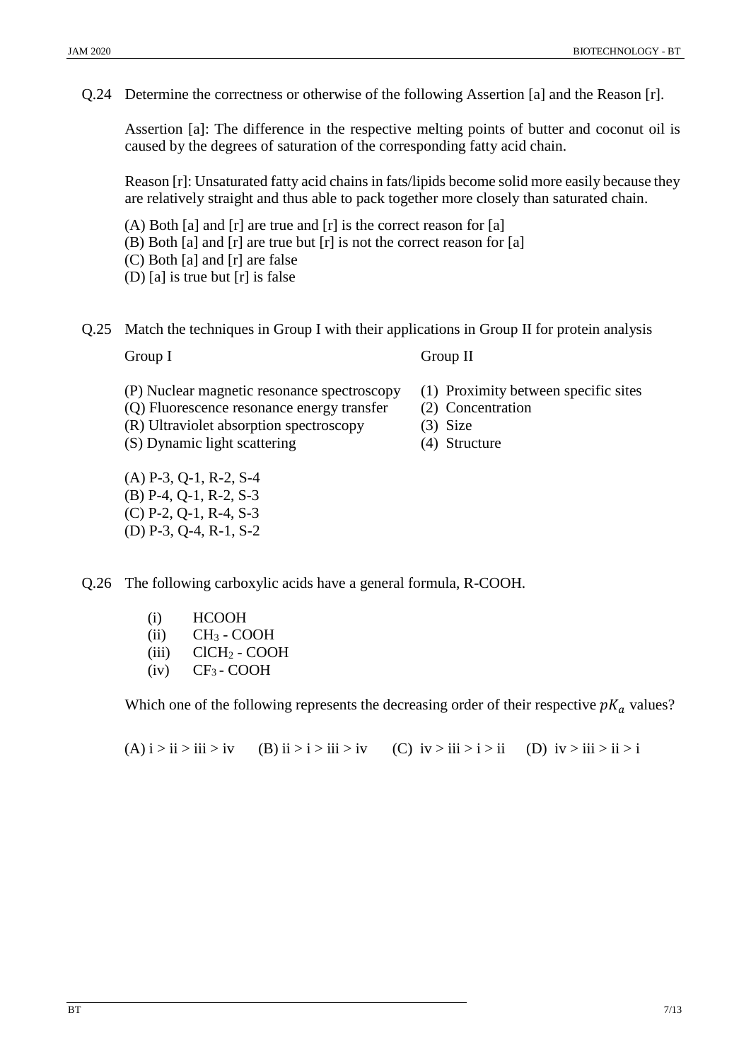Q.24 Determine the correctness or otherwise of the following Assertion [a] and the Reason [r].

Assertion [a]: The difference in the respective melting points of butter and coconut oil is caused by the degrees of saturation of the corresponding fatty acid chain.

Reason [r]: Unsaturated fatty acid chains in fats/lipids become solid more easily because they are relatively straight and thus able to pack together more closely than saturated chain.

(A) Both [a] and [r] are true and [r] is the correct reason for [a]
(B) Both [a] and [r] are true but [r] is not the correct reason for [a]
(C) Both [a] and [r] are false
(D) [a] is true but [r] is false

Q.25 Match the techniques in Group I with their applications in Group II for protein analysis

| Group I | Group II |
|---|---|
| (P) Nuclear magnetic resonance spectroscopy | (1) Proximity between specific sites |
| (Q) Fluorescence resonance energy transfer | (2) Concentration |
| (R) Ultraviolet absorption spectroscopy | (3) Size |
| (S) Dynamic light scattering | (4) Structure |

(A) P-3, Q-1, R-2, S-4
(B) P-4, Q-1, R-2, S-3
(C) P-2, Q-1, R-4, S-3
(D) P-3, Q-4, R-1, S-2

Q.26 The following carboxylic acids have a general formula, R-COOH.

(i) HCOOH
(ii) $CH_3$ - COOH
(iii) $ClCH_2$ - COOH
(iv) $CF_3$ - COOH

Which one of the following represents the decreasing order of their respective $pK_a$ values?

(A) i > ii > iii > iv (B) ii > i > iii > iv (C) iv > iii > i > ii (D) iv > iii > ii > i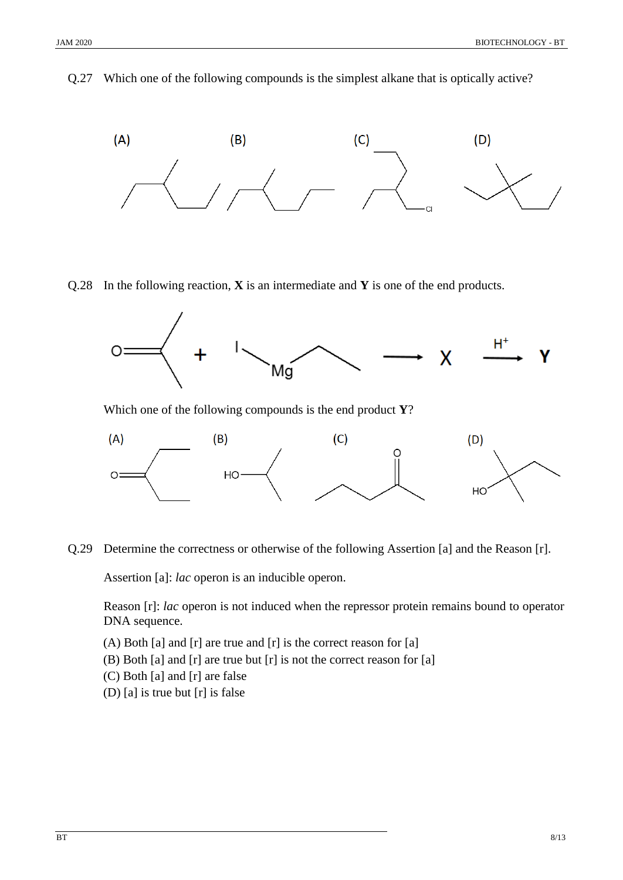Q.27 Which one of the following compounds is the simplest alkane that is optically active?

(A) (B) (C) (D)

Cl

Q.28 In the following reaction, **X** is an intermediate and **Y** is one of the end products.

O + I Mg → X $\xrightarrow{H^+}$ **Y**

Which one of the following compounds is the end product **Y**?

(A) O (B) HO (C) O (D) HO

Q.29 Determine the correctness or otherwise of the following Assertion [a] and the Reason [r].

Assertion [a]: *lac* operon is an inducible operon.

Reason [r]: *lac* operon is not induced when the repressor protein remains bound to operator DNA sequence.

(A) Both [a] and [r] are true and [r] is the correct reason for [a]
(B) Both [a] and [r] are true but [r] is not the correct reason for [a]
(C) Both [a] and [r] are false
(D) [a] is true but [r] is false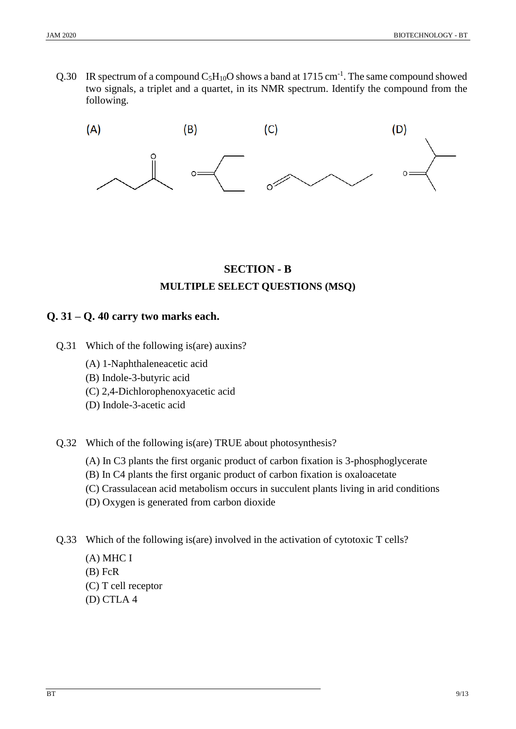Q.30 IR spectrum of a compound $C_5H_{10}O$ shows a band at 1715 $cm^{-1}$. The same compound showed two signals, a triplet and a quartet, in its NMR spectrum. Identify the compound from the following.

(A) (B) (C) (D)

## SECTION - B

## MULTIPLE SELECT QUESTIONS (MSQ)

### Q. 31 – Q. 40 carry two marks each.

Q.31 Which of the following is(are) auxins?

(A) 1-Naphthaleneacetic acid
(B) Indole-3-butyric acid
(C) 2,4-Dichlorophenoxyacetic acid
(D) Indole-3-acetic acid

Q.32 Which of the following is(are) TRUE about photosynthesis?

(A) In C3 plants the first organic product of carbon fixation is 3-phosphoglycerate
(B) In C4 plants the first organic product of carbon fixation is oxaloacetate
(C) Crassulacean acid metabolism occurs in succulent plants living in arid conditions
(D) Oxygen is generated from carbon dioxide

Q.33 Which of the following is(are) involved in the activation of cytotoxic T cells?

(A) MHC I
(B) FcR
(C) T cell receptor
(D) CTLA 4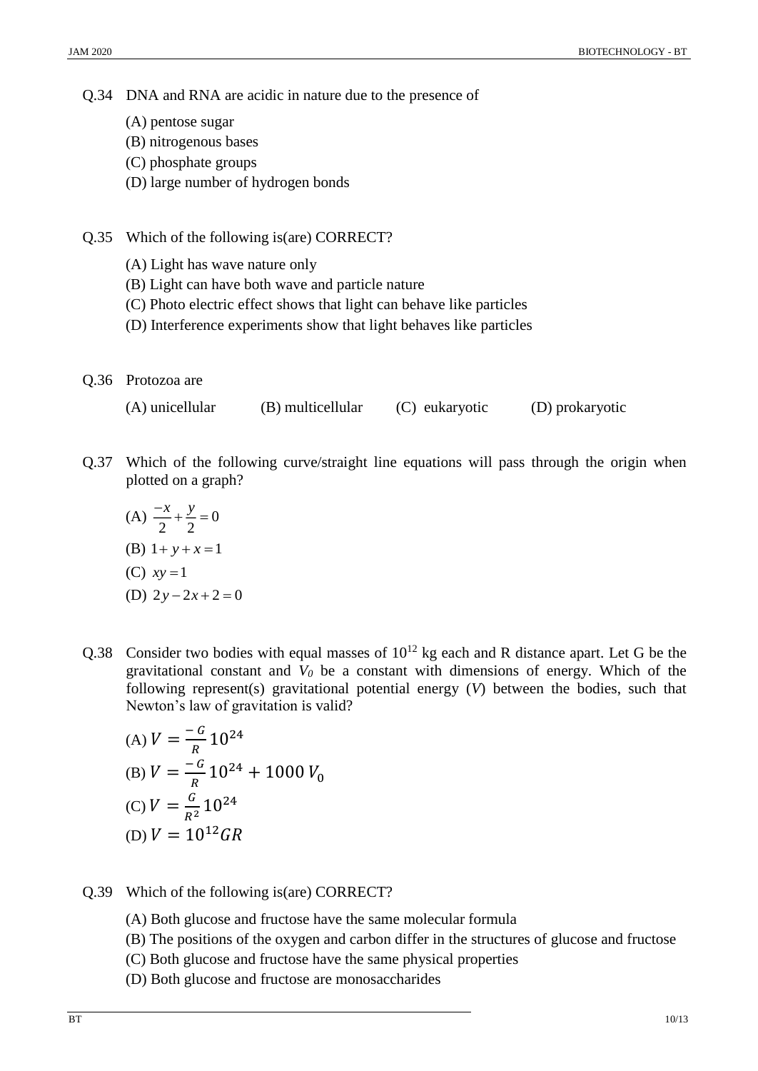Q.34 DNA and RNA are acidic in nature due to the presence of

(A) pentose sugar
(B) nitrogenous bases
(C) phosphate groups
(D) large number of hydrogen bonds

Q.35 Which of the following is(are) CORRECT?

(A) Light has wave nature only
(B) Light can have both wave and particle nature
(C) Photo electric effect shows that light can behave like particles
(D) Interference experiments show that light behaves like particles

Q.36 Protozoa are

(A) unicellular (B) multicellular (C) eukaryotic (D) prokaryotic

Q.37 Which of the following curve/straight line equations will pass through the origin when plotted on a graph?

(A) $\frac{-x}{2}+\frac{y}{2}=0$
(B) $1+y+x=1$
(C) $xy=1$
(D) $2y-2x+2=0$

Q.38 Consider two bodies with equal masses of $10^{12}$ kg each and R distance apart. Let G be the gravitational constant and $V_0$ be a constant with dimensions of energy. Which of the following represent(s) gravitational potential energy ($V$) between the bodies, such that Newton's law of gravitation is valid?

(A) $V=\frac{-G}{R}10^{24}$
(B) $V=\frac{-G}{R}10^{24}+1000\,V_0$
(C) $V=\frac{G}{R^2}10^{24}$
(D) $V=10^{12}GR$

Q.39 Which of the following is(are) CORRECT?

(A) Both glucose and fructose have the same molecular formula
(B) The positions of the oxygen and carbon differ in the structures of glucose and fructose
(C) Both glucose and fructose have the same physical properties
(D) Both glucose and fructose are monosaccharides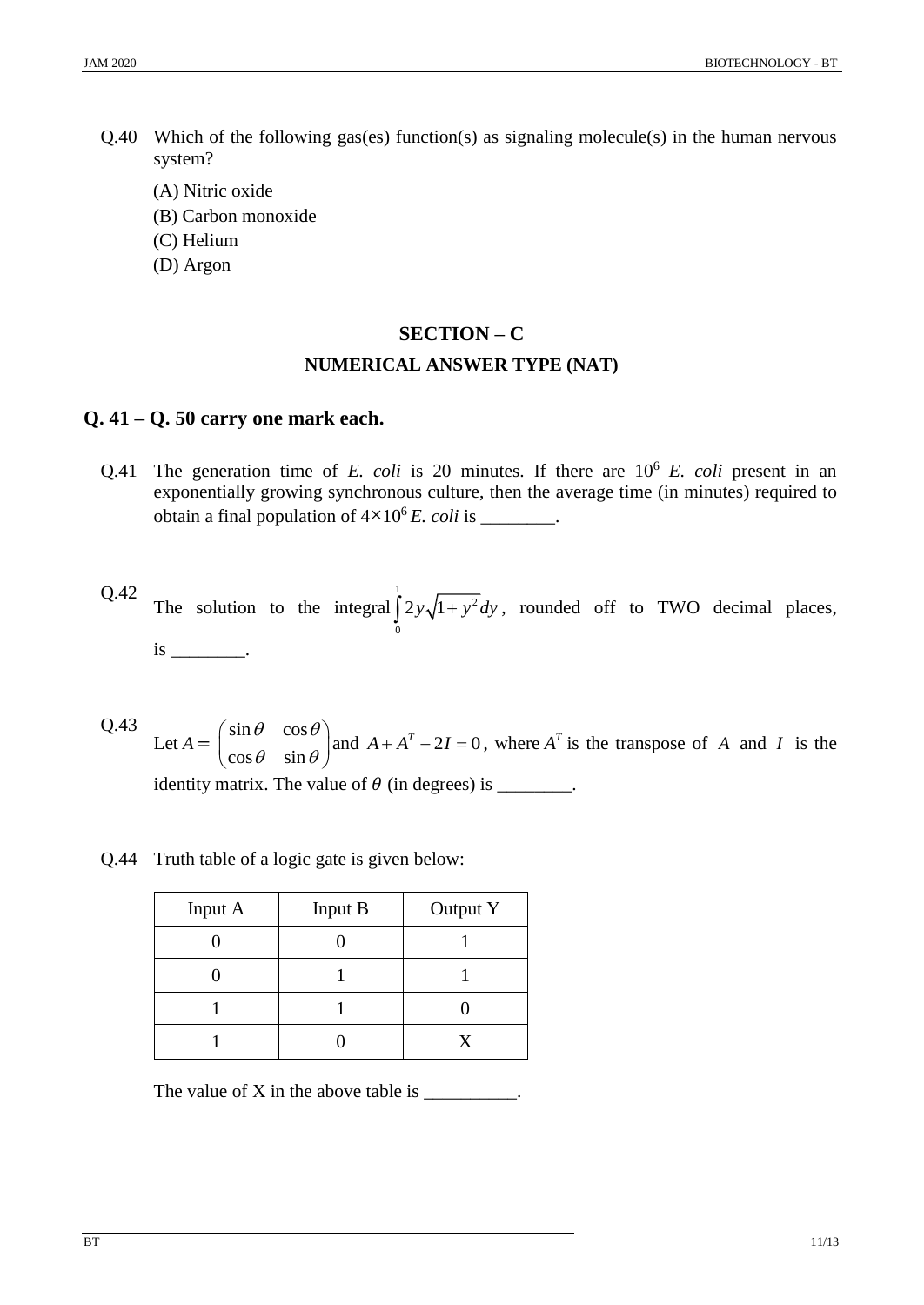Q.40 Which of the following gas(es) function(s) as signaling molecule(s) in the human nervous system?

(A) Nitric oxide
(B) Carbon monoxide
(C) Helium
(D) Argon

## SECTION – C

## NUMERICAL ANSWER TYPE (NAT)

### Q. 41 – Q. 50 carry one mark each.

Q.41 The generation time of *E. coli* is 20 minutes. If there are $10^6$ *E. coli* present in an exponentially growing synchronous culture, then the average time (in minutes) required to obtain a final population of $4\times10^6$ *E. coli* is ________.

Q.42 The solution to the integral $\int_0^1 2y\sqrt{1+y^2}\,dy$, rounded off to TWO decimal places, is ________.

Q.43 Let $A = \begin{pmatrix} \sin\theta & \cos\theta \\ \cos\theta & \sin\theta \end{pmatrix}$ and $A + A^T - 2I = 0$, where $A^T$ is the transpose of $A$ and $I$ is the identity matrix. The value of $\theta$ (in degrees) is ________.

Q.44 Truth table of a logic gate is given below:

| Input A | Input B | Output Y |
|---|---|---|
| 0 | 0 | 1 |
| 0 | 1 | 1 |
| 1 | 1 | 0 |
| 1 | 0 | X |

The value of X in the above table is __________.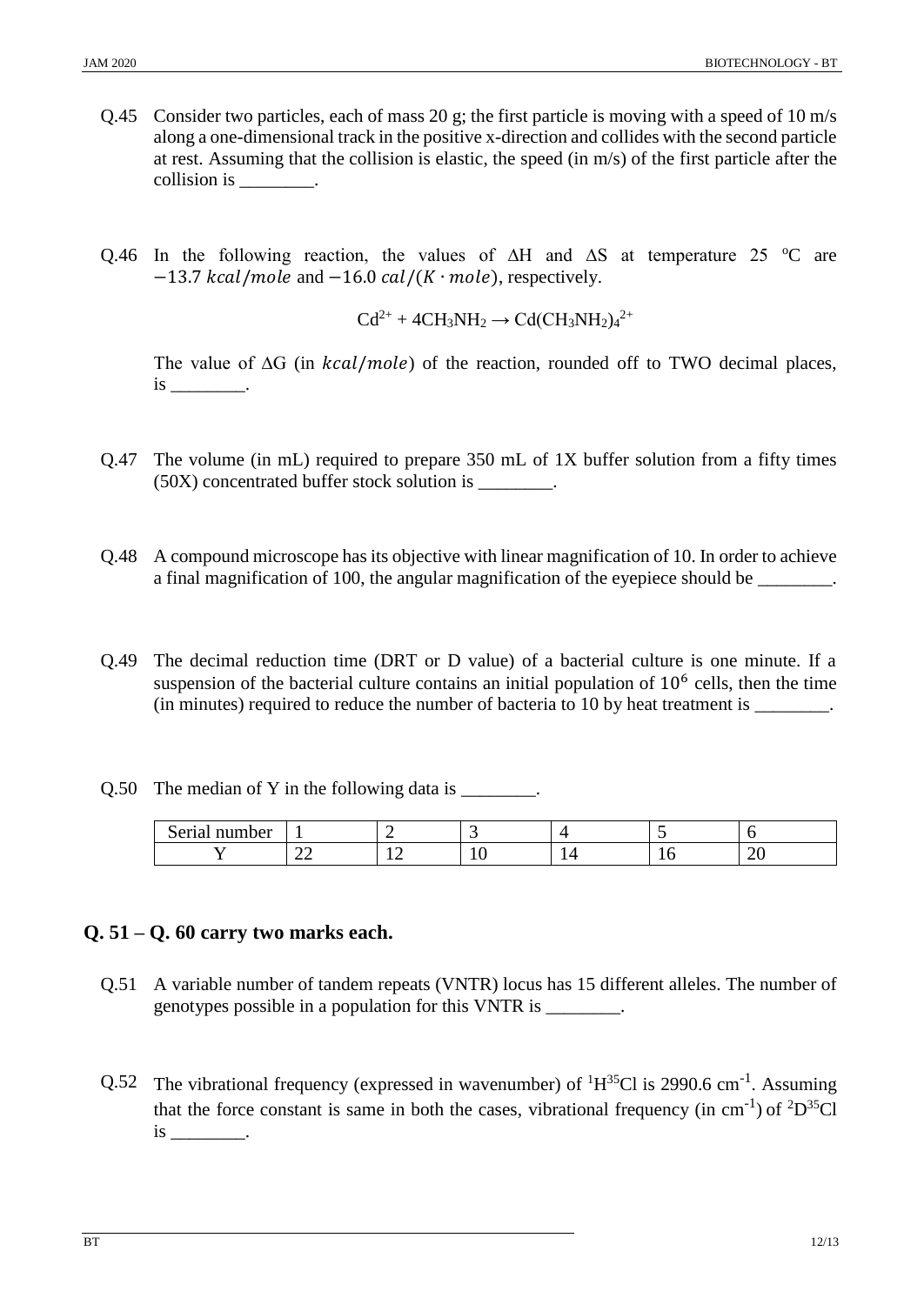Q.45 Consider two particles, each of mass 20 g; the first particle is moving with a speed of 10 m/s along a one-dimensional track in the positive x-direction and collides with the second particle at rest. Assuming that the collision is elastic, the speed (in m/s) of the first particle after the collision is ________.

Q.46 In the following reaction, the values of $\Delta H$ and $\Delta S$ at temperature 25 °C are $-13.7\ kcal/mole$ and $-16.0\ cal/(K \cdot mole)$, respectively.

$$Cd^{2+} + 4CH_3NH_2 \rightarrow Cd(CH_3NH_2)_4^{2+}$$

The value of $\Delta G$ (in $kcal/mole$) of the reaction, rounded off to TWO decimal places, is ________.

Q.47 The volume (in mL) required to prepare 350 mL of 1X buffer solution from a fifty times (50X) concentrated buffer stock solution is ________.

Q.48 A compound microscope has its objective with linear magnification of 10. In order to achieve a final magnification of 100, the angular magnification of the eyepiece should be ________.

Q.49 The decimal reduction time (DRT or D value) of a bacterial culture is one minute. If a suspension of the bacterial culture contains an initial population of $10^6$ cells, then the time (in minutes) required to reduce the number of bacteria to 10 by heat treatment is ________.

Q.50 The median of Y in the following data is ________.

| Serial number | 1 | 2 | 3 | 4 | 5 | 6 |
|---|---|---|---|---|---|---|
| Y | 22 | 12 | 10 | 14 | 16 | 20 |

## Q. 51 – Q. 60 carry two marks each.

Q.51 A variable number of tandem repeats (VNTR) locus has 15 different alleles. The number of genotypes possible in a population for this VNTR is ________.

Q.52 The vibrational frequency (expressed in wavenumber) of $^{1}H^{35}Cl$ is 2990.6 $cm^{-1}$. Assuming that the force constant is same in both the cases, vibrational frequency (in $cm^{-1}$) of $^{2}D^{35}Cl$ is ________.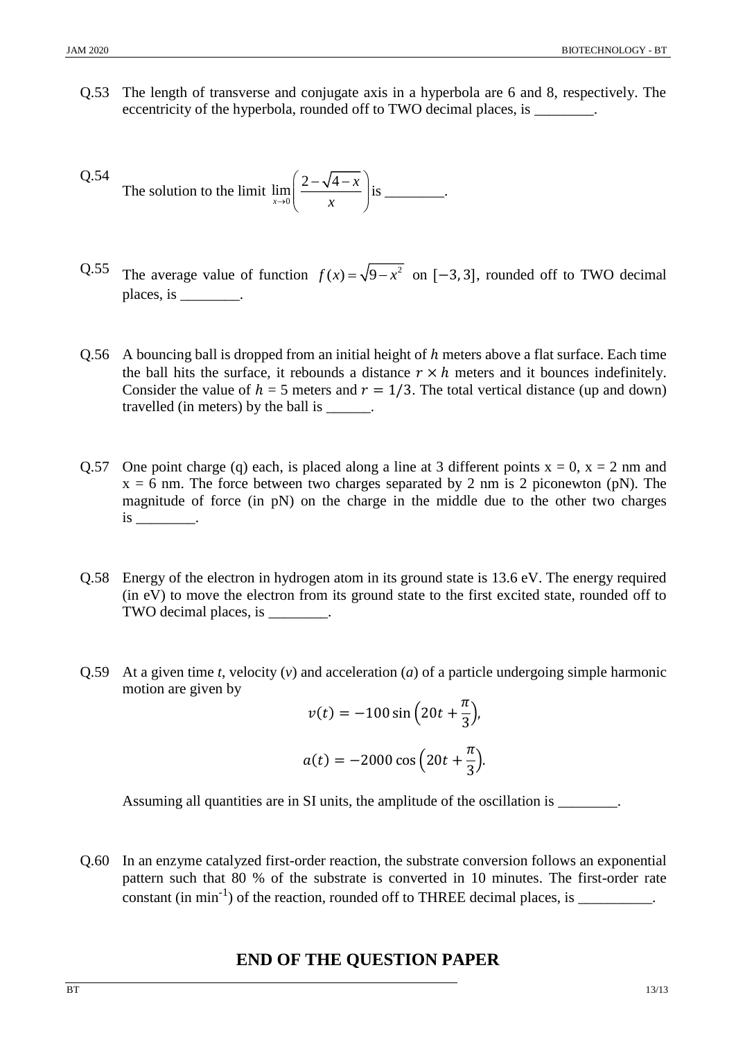Q.53 The length of transverse and conjugate axis in a hyperbola are 6 and 8, respectively. The eccentricity of the hyperbola, rounded off to TWO decimal places, is ________.

Q.54 The solution to the limit $\lim_{x \to 0} \left( \dfrac{2 - \sqrt{4 - x}}{x} \right)$ is ________.

Q.55 The average value of function $f(x) = \sqrt{9 - x^2}$ on $[-3, 3]$, rounded off to TWO decimal places, is ________.

Q.56 A bouncing ball is dropped from an initial height of $h$ meters above a flat surface. Each time the ball hits the surface, it rebounds a distance $r \times h$ meters and it bounces indefinitely. Consider the value of $h$ = 5 meters and $r = 1/3$. The total vertical distance (up and down) travelled (in meters) by the ball is ______.

Q.57 One point charge (q) each, is placed along a line at 3 different points x = 0, x = 2 nm and x = 6 nm. The force between two charges separated by 2 nm is 2 piconewton (pN). The magnitude of force (in pN) on the charge in the middle due to the other two charges is ________.

Q.58 Energy of the electron in hydrogen atom in its ground state is 13.6 eV. The energy required (in eV) to move the electron from its ground state to the first excited state, rounded off to TWO decimal places, is ________.

Q.59 At a given time *t*, velocity ($v$) and acceleration ($a$) of a particle undergoing simple harmonic motion are given by

$$v(t) = -100 \sin\left(20t + \frac{\pi}{3}\right),$$

$$a(t) = -2000 \cos\left(20t + \frac{\pi}{3}\right).$$

Assuming all quantities are in SI units, the amplitude of the oscillation is ________.

Q.60 In an enzyme catalyzed first-order reaction, the substrate conversion follows an exponential pattern such that 80 % of the substrate is converted in 10 minutes. The first-order rate constant (in $\text{min}^{-1}$) of the reaction, rounded off to THREE decimal places, is __________.

## END OF THE QUESTION PAPER